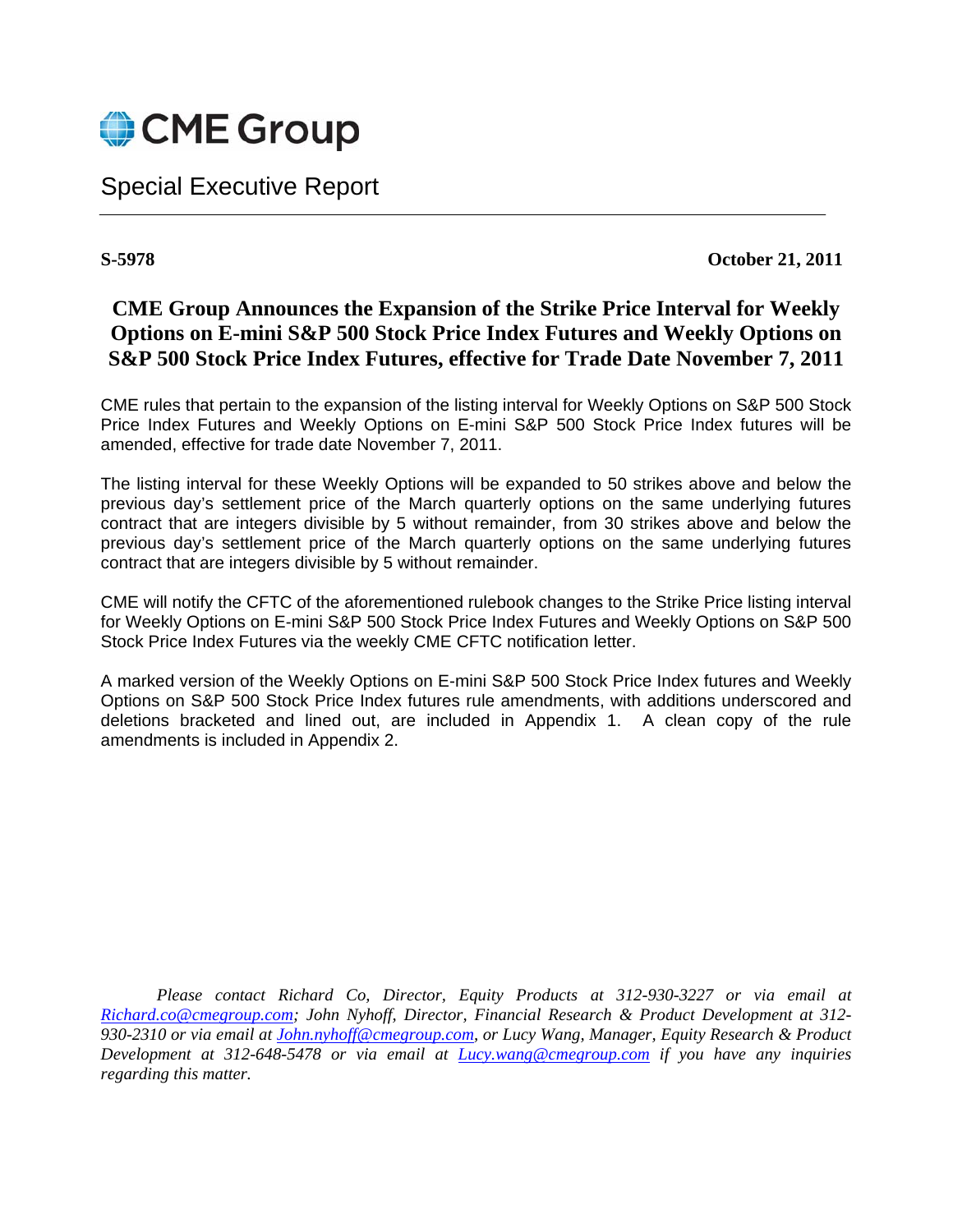CME Group

Special Executive Report

**S-5978** **October 21, 2011**

# CME Group Announces the Expansion of the Strike Price Interval for Weekly Options on E-mini S&P 500 Stock Price Index Futures and Weekly Options on S&P 500 Stock Price Index Futures, effective for Trade Date November 7, 2011

CME rules that pertain to the expansion of the listing interval for Weekly Options on S&P 500 Stock Price Index Futures and Weekly Options on E-mini S&P 500 Stock Price Index futures will be amended, effective for trade date November 7, 2011.

The listing interval for these Weekly Options will be expanded to 50 strikes above and below the previous day's settlement price of the March quarterly options on the same underlying futures contract that are integers divisible by 5 without remainder, from 30 strikes above and below the previous day's settlement price of the March quarterly options on the same underlying futures contract that are integers divisible by 5 without remainder.

CME will notify the CFTC of the aforementioned rulebook changes to the Strike Price listing interval for Weekly Options on E-mini S&P 500 Stock Price Index Futures and Weekly Options on S&P 500 Stock Price Index Futures via the weekly CME CFTC notification letter.

A marked version of the Weekly Options on E-mini S&P 500 Stock Price Index futures and Weekly Options on S&P 500 Stock Price Index futures rule amendments, with additions underscored and deletions bracketed and lined out, are included in Appendix 1. A clean copy of the rule amendments is included in Appendix 2.

*Please contact Richard Co, Director, Equity Products at 312-930-3227 or via email at Richard.co@cmegroup.com; John Nyhoff, Director, Financial Research & Product Development at 312-930-2310 or via email at John.nyhoff@cmegroup.com, or Lucy Wang, Manager, Equity Research & Product Development at 312-648-5478 or via email at Lucy.wang@cmegroup.com if you have any inquiries regarding this matter.*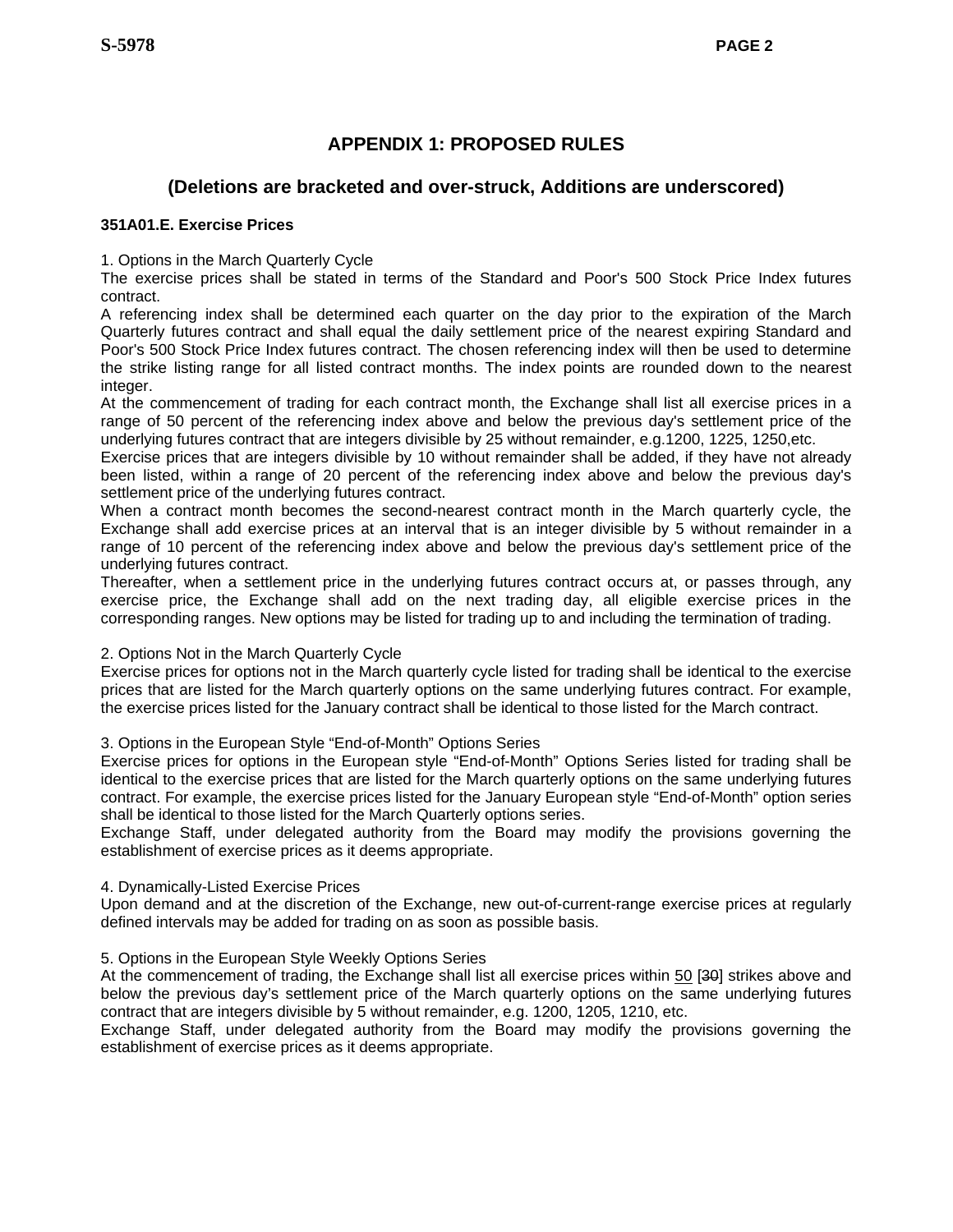# APPENDIX 1: PROPOSED RULES

## (Deletions are bracketed and over-struck, Additions are underscored)

**351A01.E. Exercise Prices**

1. Options in the March Quarterly Cycle

The exercise prices shall be stated in terms of the Standard and Poor's 500 Stock Price Index futures contract.

A referencing index shall be determined each quarter on the day prior to the expiration of the March Quarterly futures contract and shall equal the daily settlement price of the nearest expiring Standard and Poor's 500 Stock Price Index futures contract. The chosen referencing index will then be used to determine the strike listing range for all listed contract months. The index points are rounded down to the nearest integer.

At the commencement of trading for each contract month, the Exchange shall list all exercise prices in a range of 50 percent of the referencing index above and below the previous day's settlement price of the underlying futures contract that are integers divisible by 25 without remainder, e.g.1200, 1225, 1250,etc.

Exercise prices that are integers divisible by 10 without remainder shall be added, if they have not already been listed, within a range of 20 percent of the referencing index above and below the previous day's settlement price of the underlying futures contract.

When a contract month becomes the second-nearest contract month in the March quarterly cycle, the Exchange shall add exercise prices at an interval that is an integer divisible by 5 without remainder in a range of 10 percent of the referencing index above and below the previous day's settlement price of the underlying futures contract.

Thereafter, when a settlement price in the underlying futures contract occurs at, or passes through, any exercise price, the Exchange shall add on the next trading day, all eligible exercise prices in the corresponding ranges. New options may be listed for trading up to and including the termination of trading.

2. Options Not in the March Quarterly Cycle

Exercise prices for options not in the March quarterly cycle listed for trading shall be identical to the exercise prices that are listed for the March quarterly options on the same underlying futures contract. For example, the exercise prices listed for the January contract shall be identical to those listed for the March contract.

3. Options in the European Style "End-of-Month" Options Series

Exercise prices for options in the European style "End-of-Month" Options Series listed for trading shall be identical to the exercise prices that are listed for the March quarterly options on the same underlying futures contract. For example, the exercise prices listed for the January European style "End-of-Month" option series shall be identical to those listed for the March Quarterly options series.

Exchange Staff, under delegated authority from the Board may modify the provisions governing the establishment of exercise prices as it deems appropriate.

4. Dynamically-Listed Exercise Prices

Upon demand and at the discretion of the Exchange, new out-of-current-range exercise prices at regularly defined intervals may be added for trading on as soon as possible basis.

5. Options in the European Style Weekly Options Series

At the commencement of trading, the Exchange shall list all exercise prices within <u>50</u> [~~30~~] strikes above and below the previous day's settlement price of the March quarterly options on the same underlying futures contract that are integers divisible by 5 without remainder, e.g. 1200, 1205, 1210, etc.

Exchange Staff, under delegated authority from the Board may modify the provisions governing the establishment of exercise prices as it deems appropriate.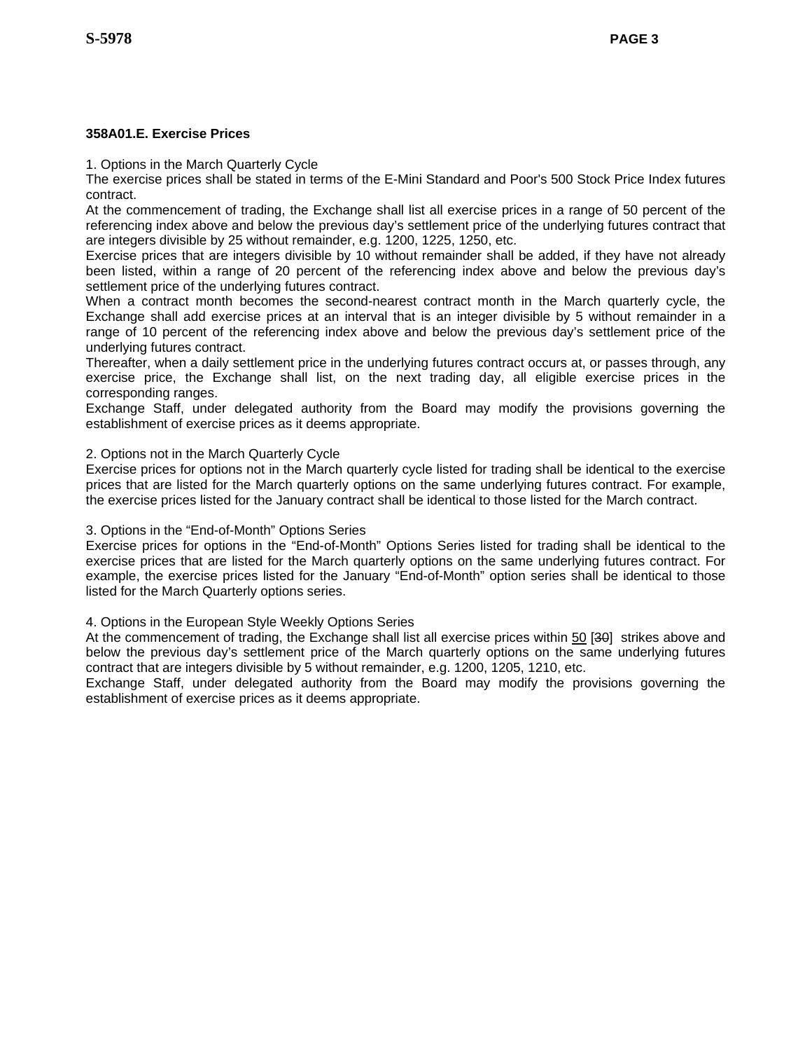**358A01.E. Exercise Prices**

1. Options in the March Quarterly Cycle

The exercise prices shall be stated in terms of the E-Mini Standard and Poor's 500 Stock Price Index futures contract.

At the commencement of trading, the Exchange shall list all exercise prices in a range of 50 percent of the referencing index above and below the previous day's settlement price of the underlying futures contract that are integers divisible by 25 without remainder, e.g. 1200, 1225, 1250, etc.

Exercise prices that are integers divisible by 10 without remainder shall be added, if they have not already been listed, within a range of 20 percent of the referencing index above and below the previous day's settlement price of the underlying futures contract.

When a contract month becomes the second-nearest contract month in the March quarterly cycle, the Exchange shall add exercise prices at an interval that is an integer divisible by 5 without remainder in a range of 10 percent of the referencing index above and below the previous day's settlement price of the underlying futures contract.

Thereafter, when a daily settlement price in the underlying futures contract occurs at, or passes through, any exercise price, the Exchange shall list, on the next trading day, all eligible exercise prices in the corresponding ranges.

Exchange Staff, under delegated authority from the Board may modify the provisions governing the establishment of exercise prices as it deems appropriate.

2. Options not in the March Quarterly Cycle

Exercise prices for options not in the March quarterly cycle listed for trading shall be identical to the exercise prices that are listed for the March quarterly options on the same underlying futures contract. For example, the exercise prices listed for the January contract shall be identical to those listed for the March contract.

3. Options in the "End-of-Month" Options Series

Exercise prices for options in the "End-of-Month" Options Series listed for trading shall be identical to the exercise prices that are listed for the March quarterly options on the same underlying futures contract. For example, the exercise prices listed for the January "End-of-Month" option series shall be identical to those listed for the March Quarterly options series.

4. Options in the European Style Weekly Options Series

At the commencement of trading, the Exchange shall list all exercise prices within <u>50</u> [~~30~~] strikes above and below the previous day's settlement price of the March quarterly options on the same underlying futures contract that are integers divisible by 5 without remainder, e.g. 1200, 1205, 1210, etc.

Exchange Staff, under delegated authority from the Board may modify the provisions governing the establishment of exercise prices as it deems appropriate.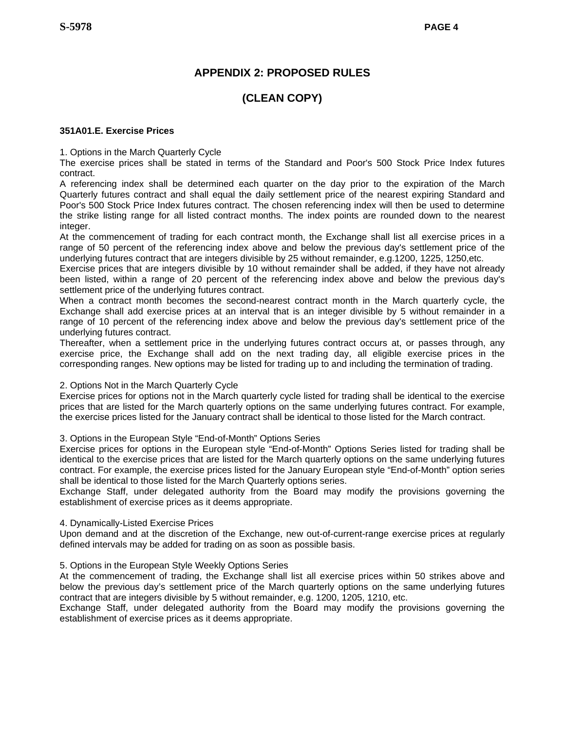## APPENDIX 2: PROPOSED RULES

## (CLEAN COPY)

**351A01.E. Exercise Prices**

1. Options in the March Quarterly Cycle

The exercise prices shall be stated in terms of the Standard and Poor's 500 Stock Price Index futures contract.

A referencing index shall be determined each quarter on the day prior to the expiration of the March Quarterly futures contract and shall equal the daily settlement price of the nearest expiring Standard and Poor's 500 Stock Price Index futures contract. The chosen referencing index will then be used to determine the strike listing range for all listed contract months. The index points are rounded down to the nearest integer.

At the commencement of trading for each contract month, the Exchange shall list all exercise prices in a range of 50 percent of the referencing index above and below the previous day's settlement price of the underlying futures contract that are integers divisible by 25 without remainder, e.g.1200, 1225, 1250,etc.

Exercise prices that are integers divisible by 10 without remainder shall be added, if they have not already been listed, within a range of 20 percent of the referencing index above and below the previous day's settlement price of the underlying futures contract.

When a contract month becomes the second-nearest contract month in the March quarterly cycle, the Exchange shall add exercise prices at an interval that is an integer divisible by 5 without remainder in a range of 10 percent of the referencing index above and below the previous day's settlement price of the underlying futures contract.

Thereafter, when a settlement price in the underlying futures contract occurs at, or passes through, any exercise price, the Exchange shall add on the next trading day, all eligible exercise prices in the corresponding ranges. New options may be listed for trading up to and including the termination of trading.

2. Options Not in the March Quarterly Cycle

Exercise prices for options not in the March quarterly cycle listed for trading shall be identical to the exercise prices that are listed for the March quarterly options on the same underlying futures contract. For example, the exercise prices listed for the January contract shall be identical to those listed for the March contract.

3. Options in the European Style “End-of-Month” Options Series

Exercise prices for options in the European style “End-of-Month” Options Series listed for trading shall be identical to the exercise prices that are listed for the March quarterly options on the same underlying futures contract. For example, the exercise prices listed for the January European style “End-of-Month” option series shall be identical to those listed for the March Quarterly options series.

Exchange Staff, under delegated authority from the Board may modify the provisions governing the establishment of exercise prices as it deems appropriate.

4. Dynamically-Listed Exercise Prices

Upon demand and at the discretion of the Exchange, new out-of-current-range exercise prices at regularly defined intervals may be added for trading on as soon as possible basis.

5. Options in the European Style Weekly Options Series

At the commencement of trading, the Exchange shall list all exercise prices within 50 strikes above and below the previous day’s settlement price of the March quarterly options on the same underlying futures contract that are integers divisible by 5 without remainder, e.g. 1200, 1205, 1210, etc.

Exchange Staff, under delegated authority from the Board may modify the provisions governing the establishment of exercise prices as it deems appropriate.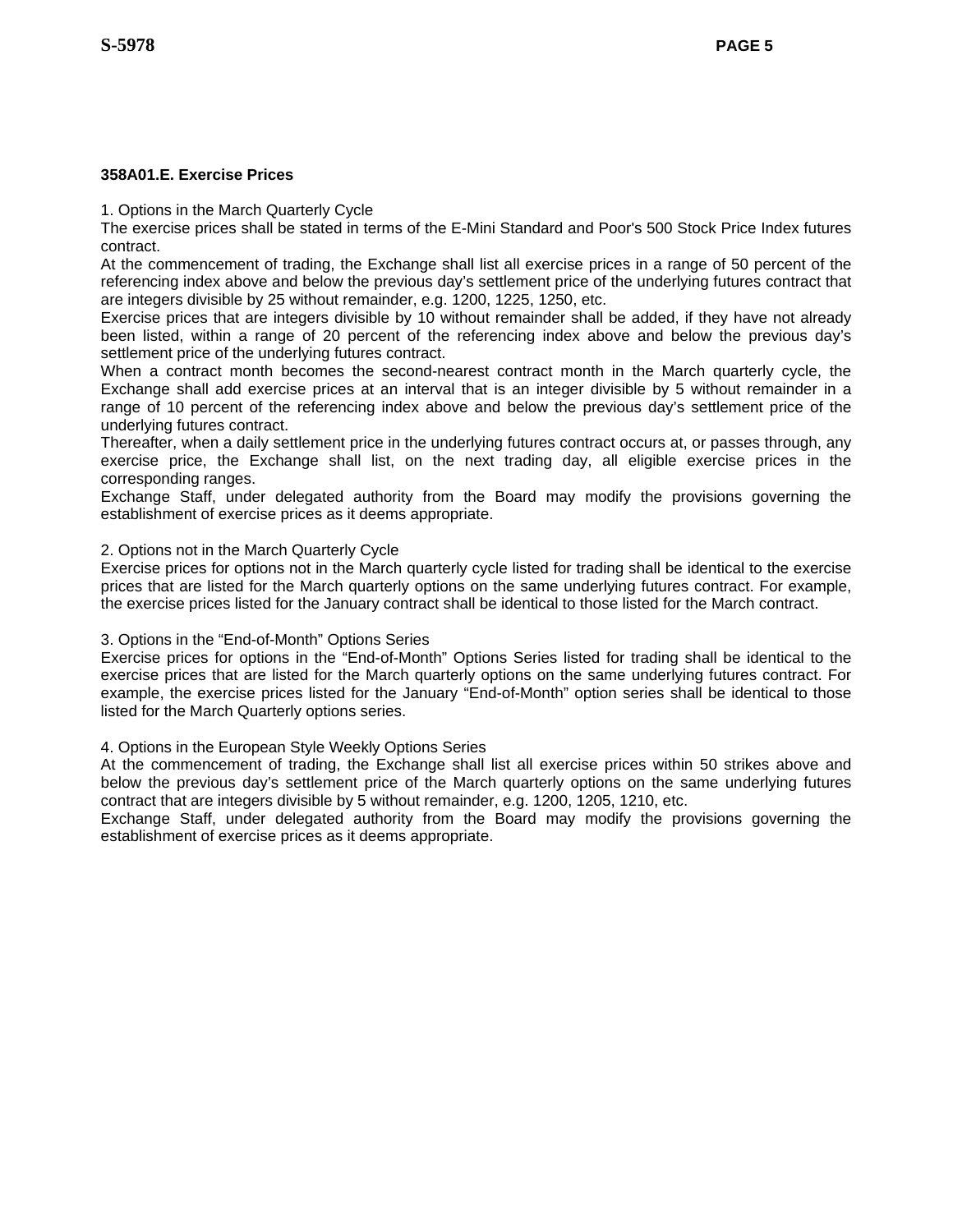**358A01.E. Exercise Prices**

1. Options in the March Quarterly Cycle

The exercise prices shall be stated in terms of the E-Mini Standard and Poor's 500 Stock Price Index futures contract.

At the commencement of trading, the Exchange shall list all exercise prices in a range of 50 percent of the referencing index above and below the previous day's settlement price of the underlying futures contract that are integers divisible by 25 without remainder, e.g. 1200, 1225, 1250, etc.

Exercise prices that are integers divisible by 10 without remainder shall be added, if they have not already been listed, within a range of 20 percent of the referencing index above and below the previous day's settlement price of the underlying futures contract.

When a contract month becomes the second-nearest contract month in the March quarterly cycle, the Exchange shall add exercise prices at an interval that is an integer divisible by 5 without remainder in a range of 10 percent of the referencing index above and below the previous day's settlement price of the underlying futures contract.

Thereafter, when a daily settlement price in the underlying futures contract occurs at, or passes through, any exercise price, the Exchange shall list, on the next trading day, all eligible exercise prices in the corresponding ranges.

Exchange Staff, under delegated authority from the Board may modify the provisions governing the establishment of exercise prices as it deems appropriate.

2. Options not in the March Quarterly Cycle

Exercise prices for options not in the March quarterly cycle listed for trading shall be identical to the exercise prices that are listed for the March quarterly options on the same underlying futures contract. For example, the exercise prices listed for the January contract shall be identical to those listed for the March contract.

3. Options in the "End-of-Month" Options Series

Exercise prices for options in the "End-of-Month" Options Series listed for trading shall be identical to the exercise prices that are listed for the March quarterly options on the same underlying futures contract. For example, the exercise prices listed for the January "End-of-Month" option series shall be identical to those listed for the March Quarterly options series.

4. Options in the European Style Weekly Options Series

At the commencement of trading, the Exchange shall list all exercise prices within 50 strikes above and below the previous day's settlement price of the March quarterly options on the same underlying futures contract that are integers divisible by 5 without remainder, e.g. 1200, 1205, 1210, etc.

Exchange Staff, under delegated authority from the Board may modify the provisions governing the establishment of exercise prices as it deems appropriate.